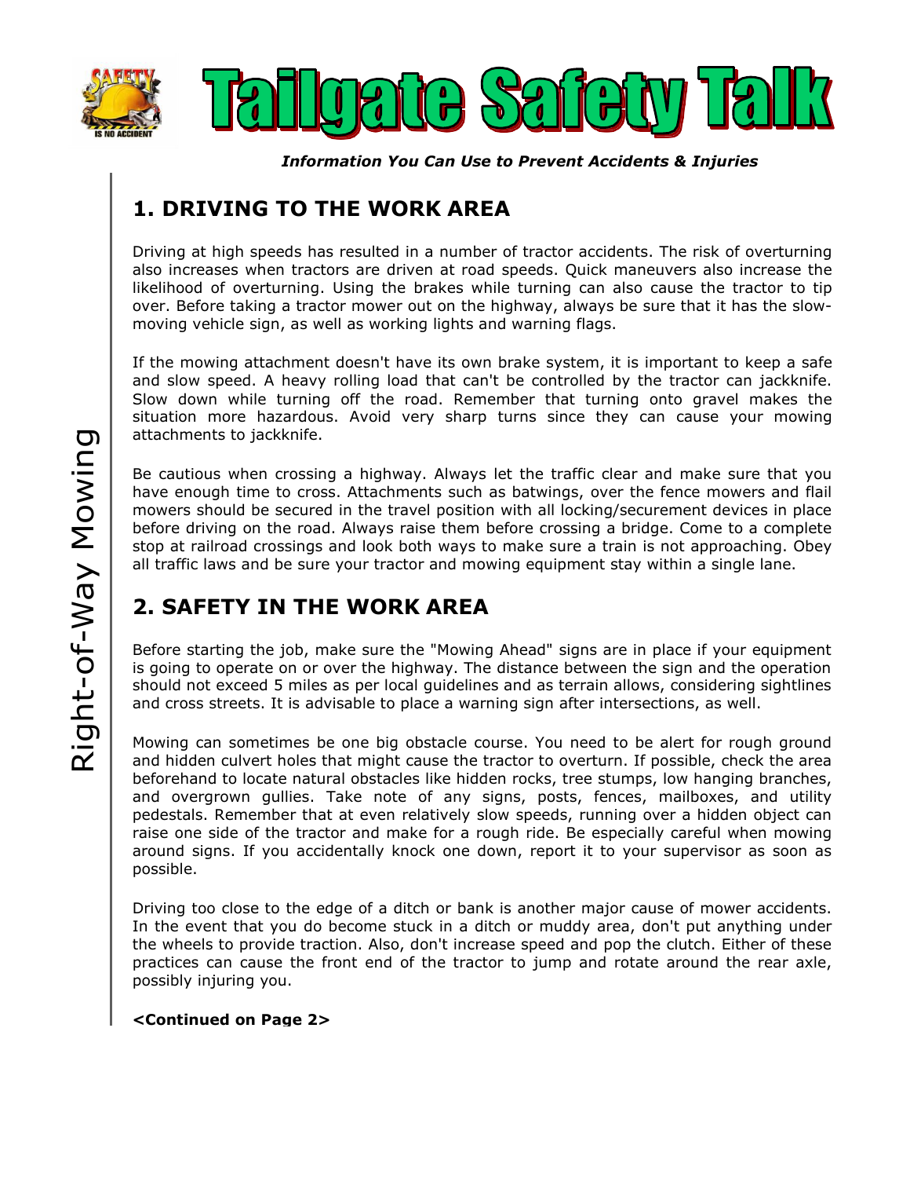# Tailgate Safety Talk

***Information You Can Use to Prevent Accidents & Injuries***

Right-of-Way Mowing

## 1. DRIVING TO THE WORK AREA

Driving at high speeds has resulted in a number of tractor accidents. The risk of overturning also increases when tractors are driven at road speeds. Quick maneuvers also increase the likelihood of overturning. Using the brakes while turning can also cause the tractor to tip over. Before taking a tractor mower out on the highway, always be sure that it has the slow-moving vehicle sign, as well as working lights and warning flags.

If the mowing attachment doesn't have its own brake system, it is important to keep a safe and slow speed. A heavy rolling load that can't be controlled by the tractor can jackknife. Slow down while turning off the road. Remember that turning onto gravel makes the situation more hazardous. Avoid very sharp turns since they can cause your mowing attachments to jackknife.

Be cautious when crossing a highway. Always let the traffic clear and make sure that you have enough time to cross. Attachments such as batwings, over the fence mowers and flail mowers should be secured in the travel position with all locking/securement devices in place before driving on the road. Always raise them before crossing a bridge. Come to a complete stop at railroad crossings and look both ways to make sure a train is not approaching. Obey all traffic laws and be sure your tractor and mowing equipment stay within a single lane.

## 2. SAFETY IN THE WORK AREA

Before starting the job, make sure the "Mowing Ahead" signs are in place if your equipment is going to operate on or over the highway. The distance between the sign and the operation should not exceed 5 miles as per local guidelines and as terrain allows, considering sightlines and cross streets. It is advisable to place a warning sign after intersections, as well.

Mowing can sometimes be one big obstacle course. You need to be alert for rough ground and hidden culvert holes that might cause the tractor to overturn. If possible, check the area beforehand to locate natural obstacles like hidden rocks, tree stumps, low hanging branches, and overgrown gullies. Take note of any signs, posts, fences, mailboxes, and utility pedestals. Remember that at even relatively slow speeds, running over a hidden object can raise one side of the tractor and make for a rough ride. Be especially careful when mowing around signs. If you accidentally knock one down, report it to your supervisor as soon as possible.

Driving too close to the edge of a ditch or bank is another major cause of mower accidents. In the event that you do become stuck in a ditch or muddy area, don't put anything under the wheels to provide traction. Also, don't increase speed and pop the clutch. Either of these practices can cause the front end of the tractor to jump and rotate around the rear axle, possibly injuring you.

**<Continued on Page 2>**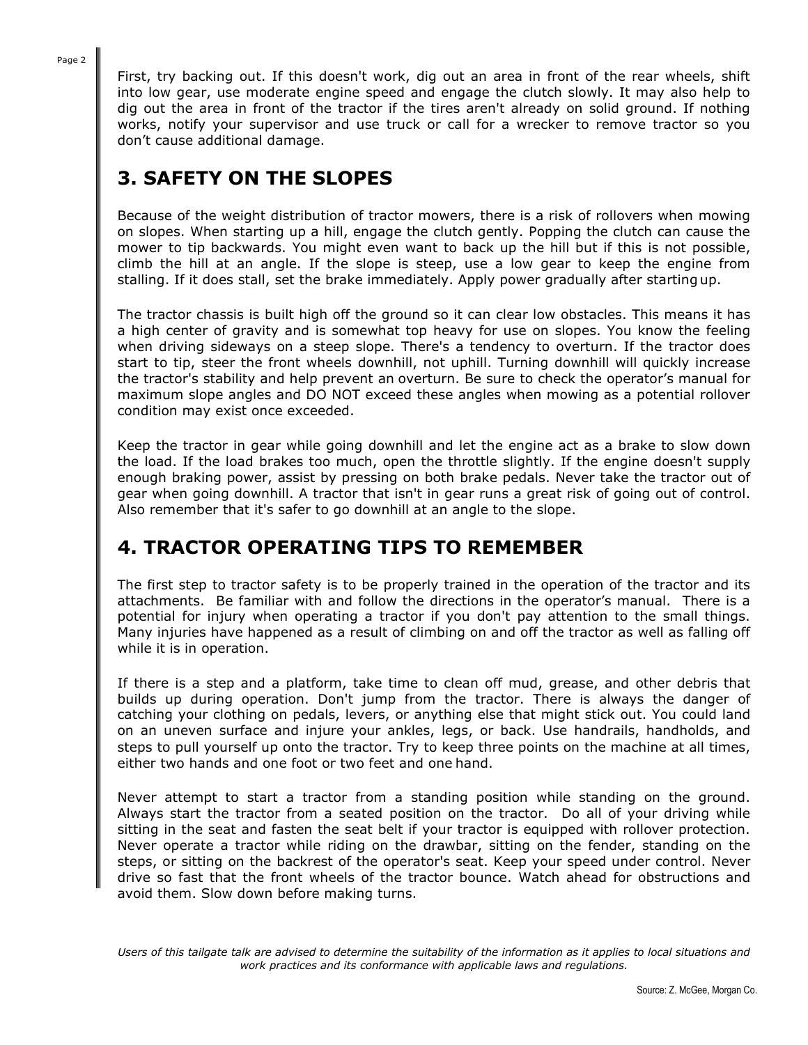First, try backing out. If this doesn't work, dig out an area in front of the rear wheels, shift into low gear, use moderate engine speed and engage the clutch slowly. It may also help to dig out the area in front of the tractor if the tires aren't already on solid ground. If nothing works, notify your supervisor and use truck or call for a wrecker to remove tractor so you don't cause additional damage.

## 3. SAFETY ON THE SLOPES

Because of the weight distribution of tractor mowers, there is a risk of rollovers when mowing on slopes. When starting up a hill, engage the clutch gently. Popping the clutch can cause the mower to tip backwards. You might even want to back up the hill but if this is not possible, climb the hill at an angle. If the slope is steep, use a low gear to keep the engine from stalling. If it does stall, set the brake immediately. Apply power gradually after starting up.

The tractor chassis is built high off the ground so it can clear low obstacles. This means it has a high center of gravity and is somewhat top heavy for use on slopes. You know the feeling when driving sideways on a steep slope. There's a tendency to overturn. If the tractor does start to tip, steer the front wheels downhill, not uphill. Turning downhill will quickly increase the tractor's stability and help prevent an overturn. Be sure to check the operator's manual for maximum slope angles and DO NOT exceed these angles when mowing as a potential rollover condition may exist once exceeded.

Keep the tractor in gear while going downhill and let the engine act as a brake to slow down the load. If the load brakes too much, open the throttle slightly. If the engine doesn't supply enough braking power, assist by pressing on both brake pedals. Never take the tractor out of gear when going downhill. A tractor that isn't in gear runs a great risk of going out of control. Also remember that it's safer to go downhill at an angle to the slope.

## 4. TRACTOR OPERATING TIPS TO REMEMBER

The first step to tractor safety is to be properly trained in the operation of the tractor and its attachments. Be familiar with and follow the directions in the operator's manual. There is a potential for injury when operating a tractor if you don't pay attention to the small things. Many injuries have happened as a result of climbing on and off the tractor as well as falling off while it is in operation.

If there is a step and a platform, take time to clean off mud, grease, and other debris that builds up during operation. Don't jump from the tractor. There is always the danger of catching your clothing on pedals, levers, or anything else that might stick out. You could land on an uneven surface and injure your ankles, legs, or back. Use handrails, handholds, and steps to pull yourself up onto the tractor. Try to keep three points on the machine at all times, either two hands and one foot or two feet and one hand.

Never attempt to start a tractor from a standing position while standing on the ground. Always start the tractor from a seated position on the tractor. Do all of your driving while sitting in the seat and fasten the seat belt if your tractor is equipped with rollover protection. Never operate a tractor while riding on the drawbar, sitting on the fender, standing on the steps, or sitting on the backrest of the operator's seat. Keep your speed under control. Never drive so fast that the front wheels of the tractor bounce. Watch ahead for obstructions and avoid them. Slow down before making turns.

*Users of this tailgate talk are advised to determine the suitability of the information as it applies to local situations and work practices and its conformance with applicable laws and regulations.*

Source: Z. McGee, Morgan Co.